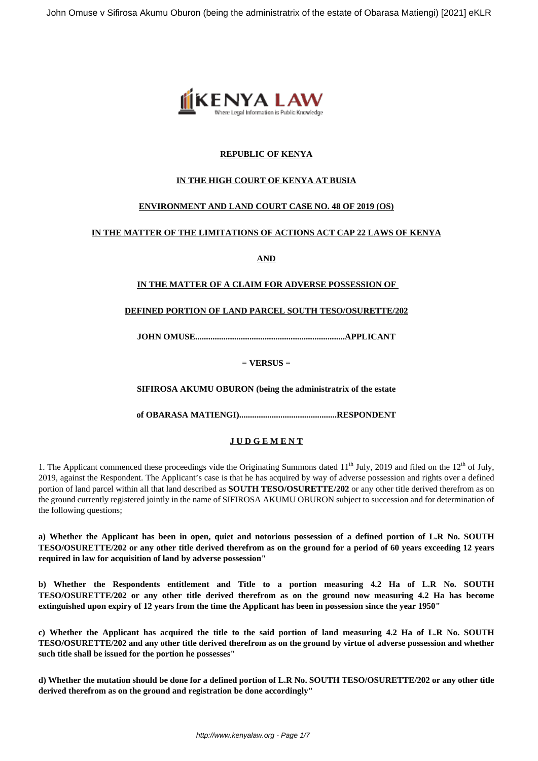**REPUBLIC OF KENYA**

**IN THE HIGH COURT OF KENYA AT BUSIA**

**ENVIRONMENT AND LAND COURT CASE NO. 48 OF 2019 (OS)**

**IN THE MATTER OF THE LIMITATIONS OF ACTIONS ACT CAP 22 LAWS OF KENYA**

**AND**

**IN THE MATTER OF A CLAIM FOR ADVERSE POSSESSION OF**

**DEFINED PORTION OF LAND PARCEL SOUTH TESO/OSURETTE/202**

**JOHN OMUSE.....................................................................APPLICANT**

**= VERSUS =**

**SIFIROSA AKUMU OBURON (being the administratrix of the estate**

**of OBARASA MATIENGI).............................................RESPONDENT**

**J U D G E M E N T**

1. The Applicant commenced these proceedings vide the Originating Summons dated 11th July, 2019 and filed on the 12th of July, 2019, against the Respondent. The Applicant's case is that he has acquired by way of adverse possession and rights over a defined portion of land parcel within all that land described as **SOUTH TESO/OSURETTE/202** or any other title derived therefrom as on the ground currently registered jointly in the name of SIFIROSA AKUMU OBURON subject to succession and for determination of the following questions;

**a) Whether the Applicant has been in open, quiet and notorious possession of a defined portion of L.R No. SOUTH TESO/OSURETTE/202 or any other title derived therefrom as on the ground for a period of 60 years exceeding 12 years required in law for acquisition of land by adverse possession"**

**b) Whether the Respondents entitlement and Title to a portion measuring 4.2 Ha of L.R No. SOUTH TESO/OSURETTE/202 or any other title derived therefrom as on the ground now measuring 4.2 Ha has become extinguished upon expiry of 12 years from the time the Applicant has been in possession since the year 1950"**

**c) Whether the Applicant has acquired the title to the said portion of land measuring 4.2 Ha of L.R No. SOUTH TESO/OSURETTE/202 and any other title derived therefrom as on the ground by virtue of adverse possession and whether such title shall be issued for the portion he possesses"**

**d) Whether the mutation should be done for a defined portion of L.R No. SOUTH TESO/OSURETTE/202 or any other title derived therefrom as on the ground and registration be done accordingly"**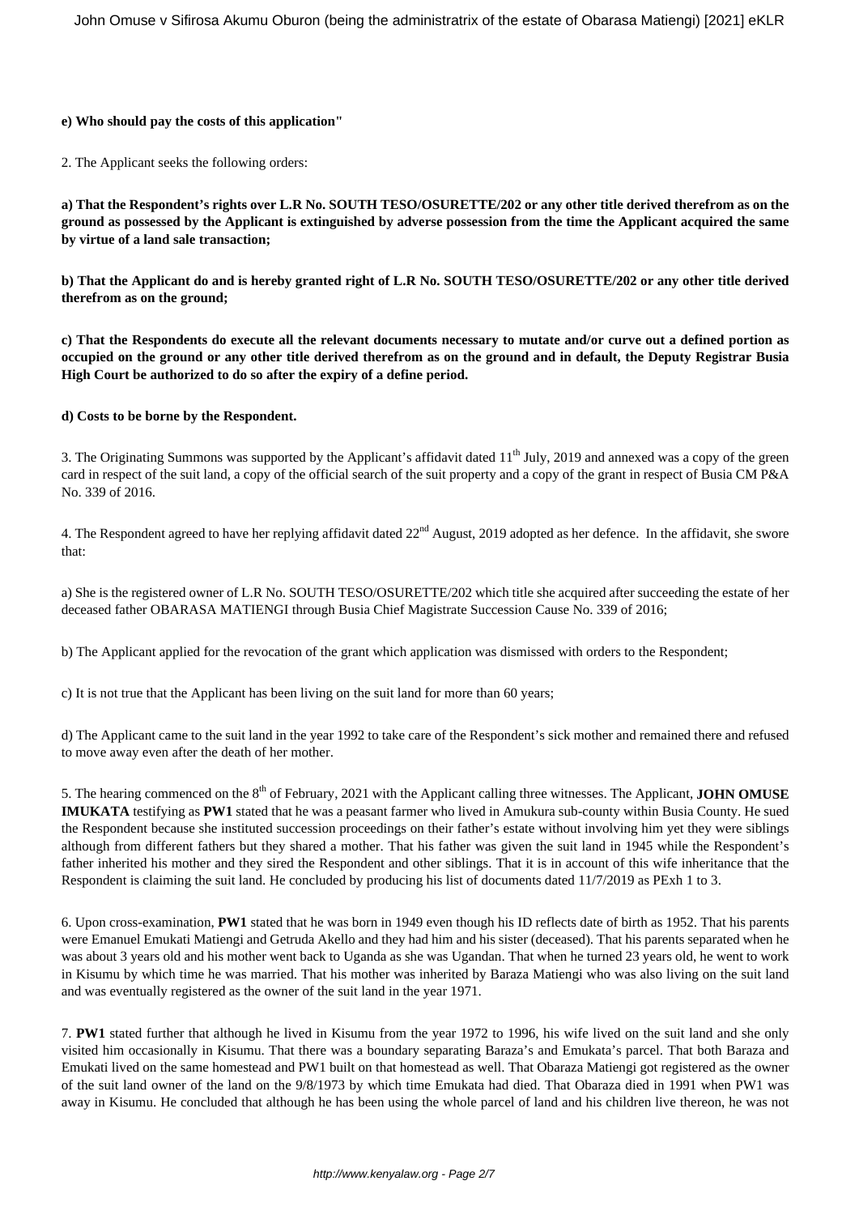**e) Who should pay the costs of this application"**

2. The Applicant seeks the following orders:

**a) That the Respondent's rights over L.R No. SOUTH TESO/OSURETTE/202 or any other title derived therefrom as on the ground as possessed by the Applicant is extinguished by adverse possession from the time the Applicant acquired the same by virtue of a land sale transaction;**

**b) That the Applicant do and is hereby granted right of L.R No. SOUTH TESO/OSURETTE/202 or any other title derived therefrom as on the ground;**

**c) That the Respondents do execute all the relevant documents necessary to mutate and/or curve out a defined portion as occupied on the ground or any other title derived therefrom as on the ground and in default, the Deputy Registrar Busia High Court be authorized to do so after the expiry of a define period.**

**d) Costs to be borne by the Respondent.**

3. The Originating Summons was supported by the Applicant's affidavit dated 11th July, 2019 and annexed was a copy of the green card in respect of the suit land, a copy of the official search of the suit property and a copy of the grant in respect of Busia CM P&A No. 339 of 2016.

4. The Respondent agreed to have her replying affidavit dated 22nd August, 2019 adopted as her defence. In the affidavit, she swore that:

a) She is the registered owner of L.R No. SOUTH TESO/OSURETTE/202 which title she acquired after succeeding the estate of her deceased father OBARASA MATIENGI through Busia Chief Magistrate Succession Cause No. 339 of 2016;

b) The Applicant applied for the revocation of the grant which application was dismissed with orders to the Respondent;

c) It is not true that the Applicant has been living on the suit land for more than 60 years;

d) The Applicant came to the suit land in the year 1992 to take care of the Respondent's sick mother and remained there and refused to move away even after the death of her mother.

5. The hearing commenced on the 8th of February, 2021 with the Applicant calling three witnesses. The Applicant, **JOHN OMUSE IMUKATA** testifying as **PW1** stated that he was a peasant farmer who lived in Amukura sub-county within Busia County. He sued the Respondent because she instituted succession proceedings on their father's estate without involving him yet they were siblings although from different fathers but they shared a mother. That his father was given the suit land in 1945 while the Respondent's father inherited his mother and they sired the Respondent and other siblings. That it is in account of this wife inheritance that the Respondent is claiming the suit land. He concluded by producing his list of documents dated 11/7/2019 as PExh 1 to 3.

6. Upon cross-examination, **PW1** stated that he was born in 1949 even though his ID reflects date of birth as 1952. That his parents were Emanuel Emukati Matiengi and Getruda Akello and they had him and his sister (deceased). That his parents separated when he was about 3 years old and his mother went back to Uganda as she was Ugandan. That when he turned 23 years old, he went to work in Kisumu by which time he was married. That his mother was inherited by Baraza Matiengi who was also living on the suit land and was eventually registered as the owner of the suit land in the year 1971.

7. **PW1** stated further that although he lived in Kisumu from the year 1972 to 1996, his wife lived on the suit land and she only visited him occasionally in Kisumu. That there was a boundary separating Baraza's and Emukata's parcel. That both Baraza and Emukati lived on the same homestead and PW1 built on that homestead as well. That Obaraza Matiengi got registered as the owner of the suit land owner of the land on the 9/8/1973 by which time Emukata had died. That Obaraza died in 1991 when PW1 was away in Kisumu. He concluded that although he has been using the whole parcel of land and his children live thereon, he was not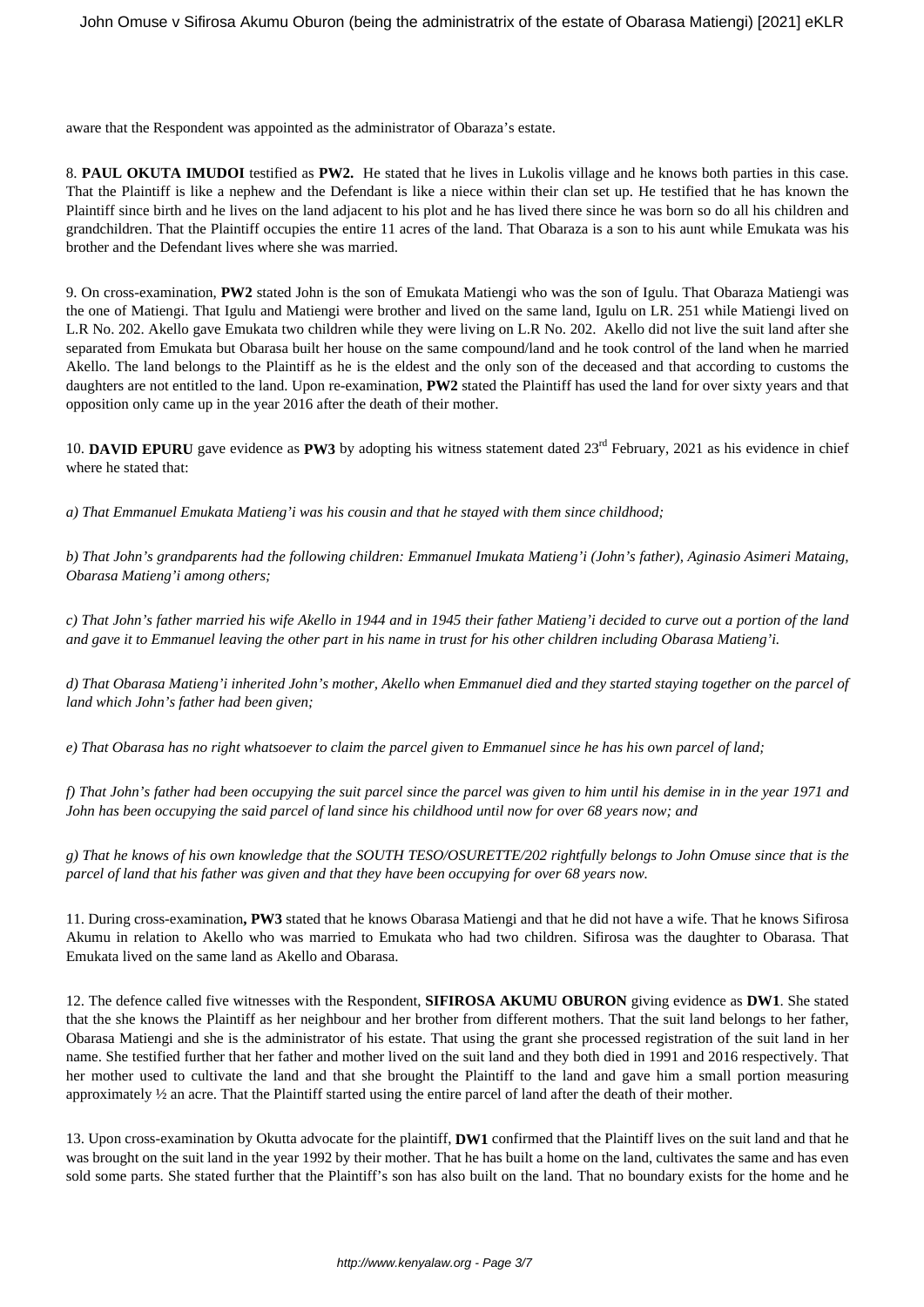aware that the Respondent was appointed as the administrator of Obaraza's estate.

8. **PAUL OKUTA IMUDOI** testified as **PW2.** He stated that he lives in Lukolis village and he knows both parties in this case. That the Plaintiff is like a nephew and the Defendant is like a niece within their clan set up. He testified that he has known the Plaintiff since birth and he lives on the land adjacent to his plot and he has lived there since he was born so do all his children and grandchildren. That the Plaintiff occupies the entire 11 acres of the land. That Obaraza is a son to his aunt while Emukata was his brother and the Defendant lives where she was married.

9. On cross-examination, **PW2** stated John is the son of Emukata Matiengi who was the son of Igulu. That Obaraza Matiengi was the one of Matiengi. That Igulu and Matiengi were brother and lived on the same land, Igulu on LR. 251 while Matiengi lived on L.R No. 202. Akello gave Emukata two children while they were living on L.R No. 202. Akello did not live the suit land after she separated from Emukata but Obarasa built her house on the same compound/land and he took control of the land when he married Akello. The land belongs to the Plaintiff as he is the eldest and the only son of the deceased and that according to customs the daughters are not entitled to the land. Upon re-examination, **PW2** stated the Plaintiff has used the land for over sixty years and that opposition only came up in the year 2016 after the death of their mother.

10. **DAVID EPURU** gave evidence as **PW3** by adopting his witness statement dated 23rd February, 2021 as his evidence in chief where he stated that:

*a) That Emmanuel Emukata Matieng'i was his cousin and that he stayed with them since childhood;*

*b) That John's grandparents had the following children: Emmanuel Imukata Matieng'i (John's father), Aginasio Asimeri Mataing, Obarasa Matieng'i among others;*

*c) That John's father married his wife Akello in 1944 and in 1945 their father Matieng'i decided to curve out a portion of the land and gave it to Emmanuel leaving the other part in his name in trust for his other children including Obarasa Matieng'i.*

*d) That Obarasa Matieng'i inherited John's mother, Akello when Emmanuel died and they started staying together on the parcel of land which John's father had been given;*

*e) That Obarasa has no right whatsoever to claim the parcel given to Emmanuel since he has his own parcel of land;*

*f) That John's father had been occupying the suit parcel since the parcel was given to him until his demise in in the year 1971 and John has been occupying the said parcel of land since his childhood until now for over 68 years now; and*

*g) That he knows of his own knowledge that the SOUTH TESO/OSURETTE/202 rightfully belongs to John Omuse since that is the parcel of land that his father was given and that they have been occupying for over 68 years now.*

11. During cross-examination**, PW3** stated that he knows Obarasa Matiengi and that he did not have a wife. That he knows Sifirosa Akumu in relation to Akello who was married to Emukata who had two children. Sifirosa was the daughter to Obarasa. That Emukata lived on the same land as Akello and Obarasa.

12. The defence called five witnesses with the Respondent, **SIFIROSA AKUMU OBURON** giving evidence as **DW1**. She stated that the she knows the Plaintiff as her neighbour and her brother from different mothers. That the suit land belongs to her father, Obarasa Matiengi and she is the administrator of his estate. That using the grant she processed registration of the suit land in her name. She testified further that her father and mother lived on the suit land and they both died in 1991 and 2016 respectively. That her mother used to cultivate the land and that she brought the Plaintiff to the land and gave him a small portion measuring approximately ½ an acre. That the Plaintiff started using the entire parcel of land after the death of their mother.

13. Upon cross-examination by Okutta advocate for the plaintiff, **DW1** confirmed that the Plaintiff lives on the suit land and that he was brought on the suit land in the year 1992 by their mother. That he has built a home on the land, cultivates the same and has even sold some parts. She stated further that the Plaintiff's son has also built on the land. That no boundary exists for the home and he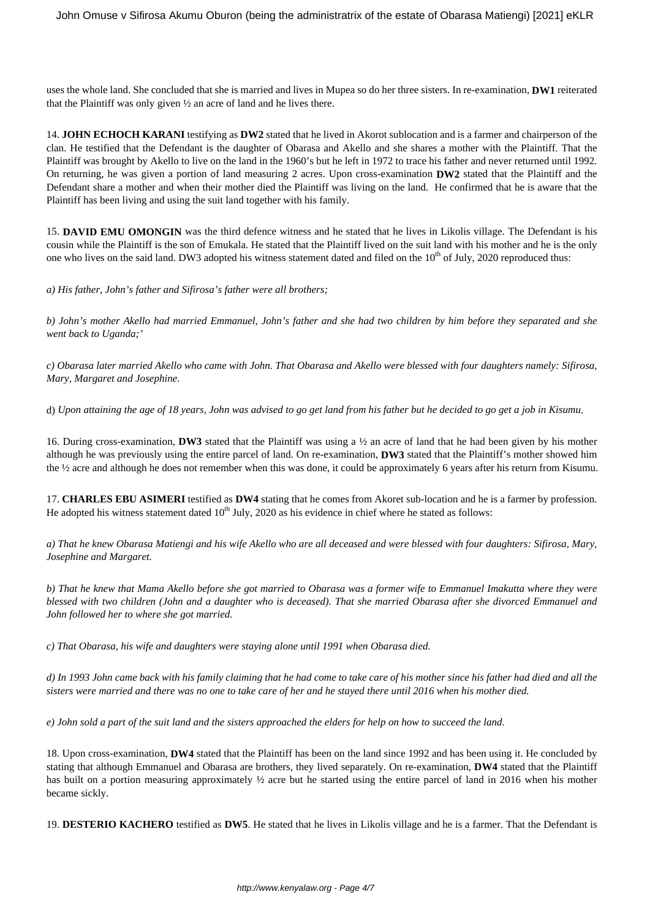uses the whole land. She concluded that she is married and lives in Mupea so do her three sisters. In re-examination, **DW1** reiterated that the Plaintiff was only given ½ an acre of land and he lives there.

14. **JOHN ECHOCH KARANI** testifying as **DW2** stated that he lived in Akorot sublocation and is a farmer and chairperson of the clan. He testified that the Defendant is the daughter of Obarasa and Akello and she shares a mother with the Plaintiff. That the Plaintiff was brought by Akello to live on the land in the 1960's but he left in 1972 to trace his father and never returned until 1992. On returning, he was given a portion of land measuring 2 acres. Upon cross-examination **DW2** stated that the Plaintiff and the Defendant share a mother and when their mother died the Plaintiff was living on the land. He confirmed that he is aware that the Plaintiff has been living and using the suit land together with his family.

15. **DAVID EMU OMONGIN** was the third defence witness and he stated that he lives in Likolis village. The Defendant is his cousin while the Plaintiff is the son of Emukala. He stated that the Plaintiff lived on the suit land with his mother and he is the only one who lives on the said land. DW3 adopted his witness statement dated and filed on the 10th of July, 2020 reproduced thus:

*a) His father, John's father and Sifirosa's father were all brothers;*

*b) John's mother Akello had married Emmanuel, John's father and she had two children by him before they separated and she went back to Uganda;'*

*c) Obarasa later married Akello who came with John. That Obarasa and Akello were blessed with four daughters namely: Sifirosa, Mary, Margaret and Josephine.*

d) *Upon attaining the age of 18 years, John was advised to go get land from his father but he decided to go get a job in Kisumu*.

16. During cross-examination, **DW3** stated that the Plaintiff was using a ½ an acre of land that he had been given by his mother although he was previously using the entire parcel of land. On re-examination, **DW3** stated that the Plaintiff's mother showed him the ½ acre and although he does not remember when this was done, it could be approximately 6 years after his return from Kisumu.

17. **CHARLES EBU ASIMERI** testified as **DW4** stating that he comes from Akoret sub-location and he is a farmer by profession. He adopted his witness statement dated 10th July, 2020 as his evidence in chief where he stated as follows:

*a) That he knew Obarasa Matiengi and his wife Akello who are all deceased and were blessed with four daughters: Sifirosa, Mary, Josephine and Margaret.*

*b) That he knew that Mama Akello before she got married to Obarasa was a former wife to Emmanuel Imakutta where they were blessed with two children (John and a daughter who is deceased). That she married Obarasa after she divorced Emmanuel and John followed her to where she got married.*

*c) That Obarasa, his wife and daughters were staying alone until 1991 when Obarasa died.*

*d) In 1993 John came back with his family claiming that he had come to take care of his mother since his father had died and all the sisters were married and there was no one to take care of her and he stayed there until 2016 when his mother died.*

*e) John sold a part of the suit land and the sisters approached the elders for help on how to succeed the land.*

18. Upon cross-examination, **DW4** stated that the Plaintiff has been on the land since 1992 and has been using it. He concluded by stating that although Emmanuel and Obarasa are brothers, they lived separately. On re-examination, **DW4** stated that the Plaintiff has built on a portion measuring approximately ½ acre but he started using the entire parcel of land in 2016 when his mother became sickly.

19. **DESTERIO KACHERO** testified as **DW5**. He stated that he lives in Likolis village and he is a farmer. That the Defendant is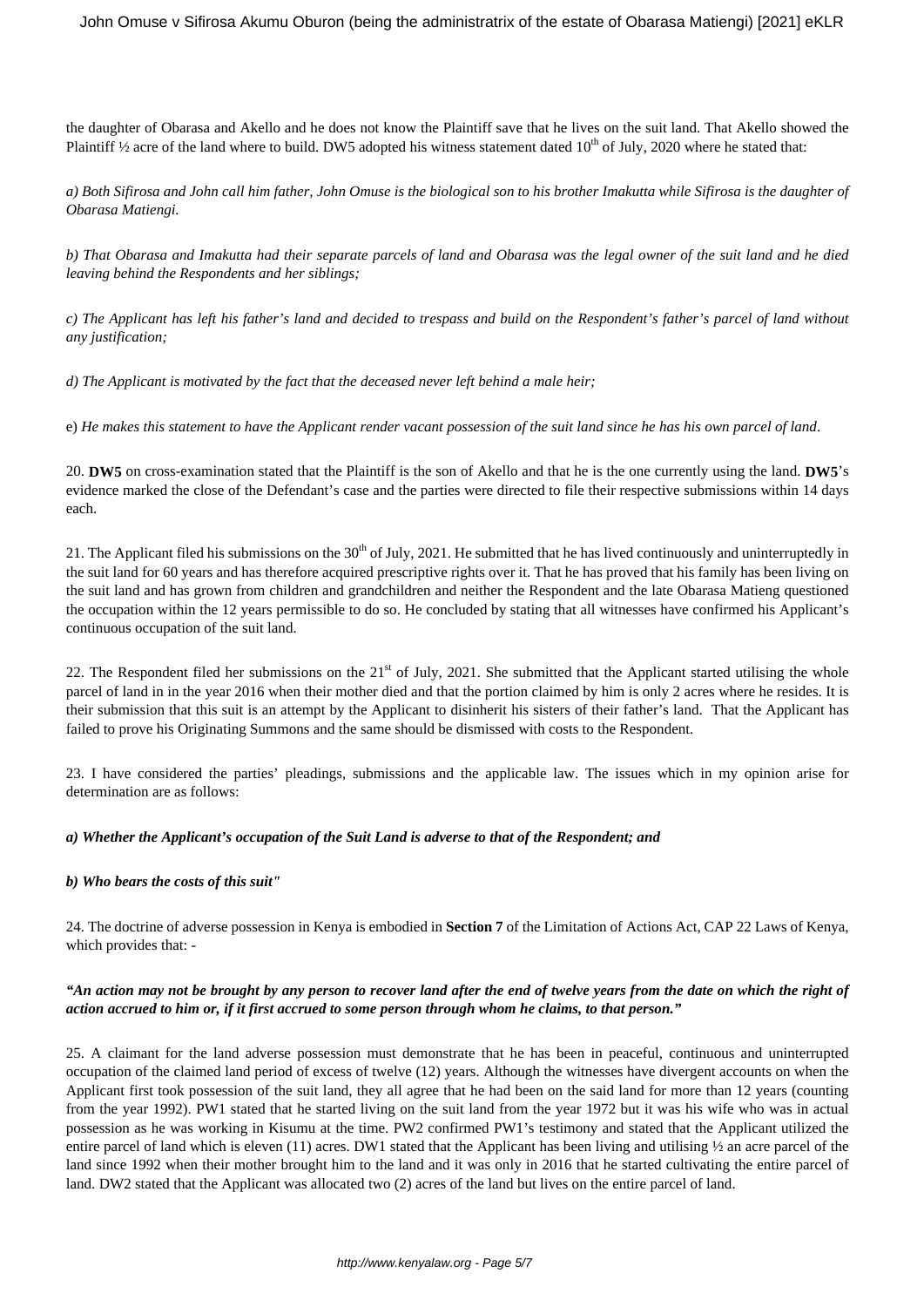the daughter of Obarasa and Akello and he does not know the Plaintiff save that he lives on the suit land. That Akello showed the Plaintiff ½ acre of the land where to build. DW5 adopted his witness statement dated 10th of July, 2020 where he stated that:

*a) Both Sifirosa and John call him father, John Omuse is the biological son to his brother Imakutta while Sifirosa is the daughter of Obarasa Matiengi.*

*b) That Obarasa and Imakutta had their separate parcels of land and Obarasa was the legal owner of the suit land and he died leaving behind the Respondents and her siblings;*

*c) The Applicant has left his father's land and decided to trespass and build on the Respondent's father's parcel of land without any justification;*

*d) The Applicant is motivated by the fact that the deceased never left behind a male heir;*

e) *He makes this statement to have the Applicant render vacant possession of the suit land since he has his own parcel of land*.

20. **DW5** on cross-examination stated that the Plaintiff is the son of Akello and that he is the one currently using the land. **DW5**'s evidence marked the close of the Defendant's case and the parties were directed to file their respective submissions within 14 days each.

21. The Applicant filed his submissions on the 30th of July, 2021. He submitted that he has lived continuously and uninterruptedly in the suit land for 60 years and has therefore acquired prescriptive rights over it. That he has proved that his family has been living on the suit land and has grown from children and grandchildren and neither the Respondent and the late Obarasa Matieng questioned the occupation within the 12 years permissible to do so. He concluded by stating that all witnesses have confirmed his Applicant's continuous occupation of the suit land.

22. The Respondent filed her submissions on the 21st of July, 2021. She submitted that the Applicant started utilising the whole parcel of land in in the year 2016 when their mother died and that the portion claimed by him is only 2 acres where he resides. It is their submission that this suit is an attempt by the Applicant to disinherit his sisters of their father's land. That the Applicant has failed to prove his Originating Summons and the same should be dismissed with costs to the Respondent.

23. I have considered the parties' pleadings, submissions and the applicable law. The issues which in my opinion arise for determination are as follows:

***a) Whether the Applicant's occupation of the Suit Land is adverse to that of the Respondent; and***

***b) Who bears the costs of this suit"***

24. The doctrine of adverse possession in Kenya is embodied in **Section 7** of the Limitation of Actions Act, CAP 22 Laws of Kenya, which provides that: -

***"An action may not be brought by any person to recover land after the end of twelve years from the date on which the right of action accrued to him or, if it first accrued to some person through whom he claims, to that person."***

25. A claimant for the land adverse possession must demonstrate that he has been in peaceful, continuous and uninterrupted occupation of the claimed land period of excess of twelve (12) years. Although the witnesses have divergent accounts on when the Applicant first took possession of the suit land, they all agree that he had been on the said land for more than 12 years (counting from the year 1992). PW1 stated that he started living on the suit land from the year 1972 but it was his wife who was in actual possession as he was working in Kisumu at the time. PW2 confirmed PW1's testimony and stated that the Applicant utilized the entire parcel of land which is eleven (11) acres. DW1 stated that the Applicant has been living and utilising ½ an acre parcel of the land since 1992 when their mother brought him to the land and it was only in 2016 that he started cultivating the entire parcel of land. DW2 stated that the Applicant was allocated two (2) acres of the land but lives on the entire parcel of land.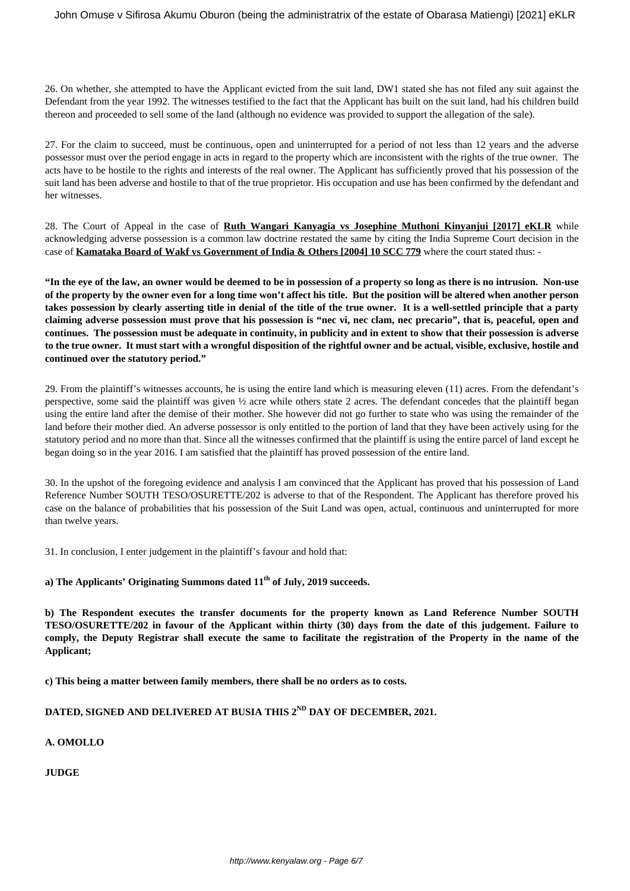26. On whether, she attempted to have the Applicant evicted from the suit land, DW1 stated she has not filed any suit against the Defendant from the year 1992. The witnesses testified to the fact that the Applicant has built on the suit land, had his children build thereon and proceeded to sell some of the land (although no evidence was provided to support the allegation of the sale).

27. For the claim to succeed, must be continuous, open and uninterrupted for a period of not less than 12 years and the adverse possessor must over the period engage in acts in regard to the property which are inconsistent with the rights of the true owner. The acts have to be hostile to the rights and interests of the real owner. The Applicant has sufficiently proved that his possession of the suit land has been adverse and hostile to that of the true proprietor. His occupation and use has been confirmed by the defendant and her witnesses.

28. The Court of Appeal in the case of **Ruth Wangari Kanyagia vs Josephine Muthoni Kinyanjui [2017] eKLR** while acknowledging adverse possession is a common law doctrine restated the same by citing the India Supreme Court decision in the case of **Kamataka Board of Wakf vs Government of India & Others [2004] 10 SCC 779** where the court stated thus: -

**"In the eye of the law, an owner would be deemed to be in possession of a property so long as there is no intrusion. Non-use of the property by the owner even for a long time won't affect his title. But the position will be altered when another person takes possession by clearly asserting title in denial of the title of the true owner. It is a well-settled principle that a party claiming adverse possession must prove that his possession is "nec vi, nec clam, nec precario", that is, peaceful, open and continues. The possession must be adequate in continuity, in publicity and in extent to show that their possession is adverse to the true owner. It must start with a wrongful disposition of the rightful owner and be actual, visible, exclusive, hostile and continued over the statutory period."**

29. From the plaintiff's witnesses accounts, he is using the entire land which is measuring eleven (11) acres. From the defendant's perspective, some said the plaintiff was given ½ acre while others state 2 acres. The defendant concedes that the plaintiff began using the entire land after the demise of their mother. She however did not go further to state who was using the remainder of the land before their mother died. An adverse possessor is only entitled to the portion of land that they have been actively using for the statutory period and no more than that. Since all the witnesses confirmed that the plaintiff is using the entire parcel of land except he began doing so in the year 2016. I am satisfied that the plaintiff has proved possession of the entire land.

30. In the upshot of the foregoing evidence and analysis I am convinced that the Applicant has proved that his possession of Land Reference Number SOUTH TESO/OSURETTE/202 is adverse to that of the Respondent. The Applicant has therefore proved his case on the balance of probabilities that his possession of the Suit Land was open, actual, continuous and uninterrupted for more than twelve years.

31. In conclusion, I enter judgement in the plaintiff's favour and hold that:

**a) The Applicants' Originating Summons dated 11th of July, 2019 succeeds.**

**b) The Respondent executes the transfer documents for the property known as Land Reference Number SOUTH TESO/OSURETTE/202 in favour of the Applicant within thirty (30) days from the date of this judgement. Failure to comply, the Deputy Registrar shall execute the same to facilitate the registration of the Property in the name of the Applicant;**

**c) This being a matter between family members, there shall be no orders as to costs.**

**DATED, SIGNED AND DELIVERED AT BUSIA THIS 2ND DAY OF DECEMBER, 2021.**

**A. OMOLLO**

**JUDGE**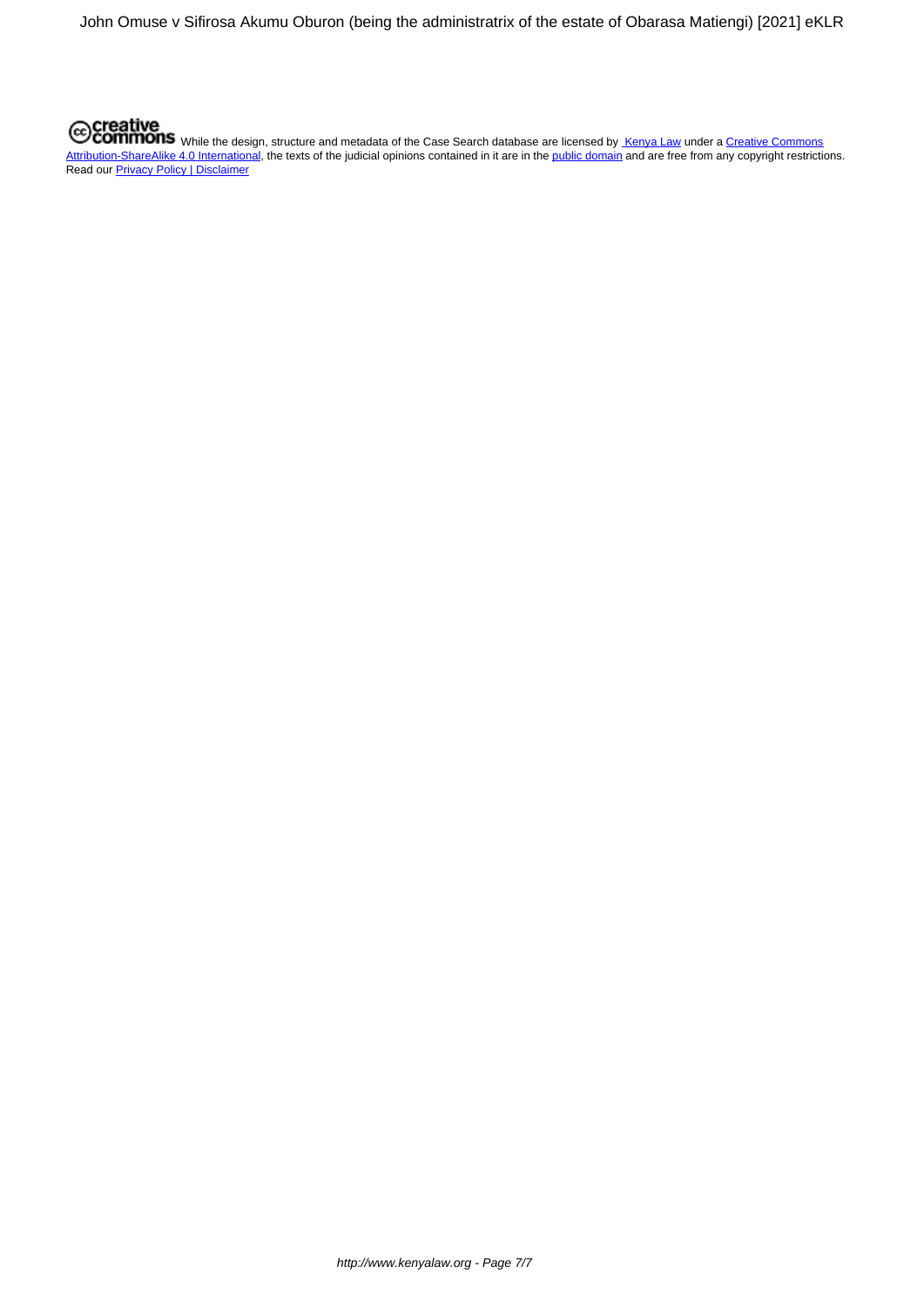While the design, structure and metadata of the Case Search database are licensed by Kenya Law under a Creative Commons Attribution-ShareAlike 4.0 International, the texts of the judicial opinions contained in it are in the public domain and are free from any copyright restrictions. Read our Privacy Policy | Disclaimer